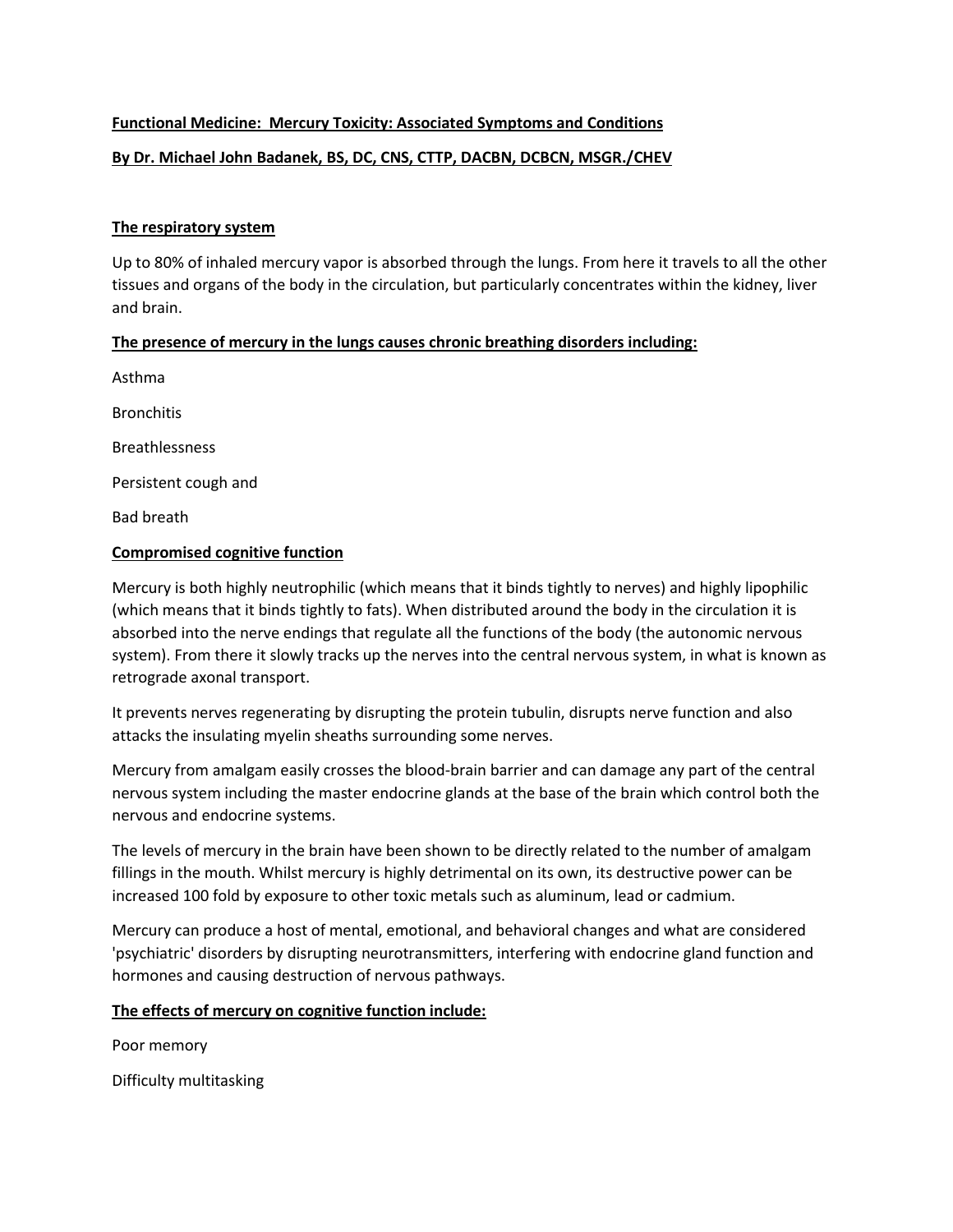**Functional Medicine: Mercury Toxicity: Associated Symptoms and Conditions**

**By Dr. Michael John Badanek, BS, DC, CNS, CTTP, DACBN, DCBCN, MSGR./CHEV**

## The respiratory system

Up to 80% of inhaled mercury vapor is absorbed through the lungs. From here it travels to all the other tissues and organs of the body in the circulation, but particularly concentrates within the kidney, liver and brain.

**The presence of mercury in the lungs causes chronic breathing disorders including:**

Asthma

Bronchitis

Breathlessness

Persistent cough and

Bad breath

## Compromised cognitive function

Mercury is both highly neutrophilic (which means that it binds tightly to nerves) and highly lipophilic (which means that it binds tightly to fats). When distributed around the body in the circulation it is absorbed into the nerve endings that regulate all the functions of the body (the autonomic nervous system). From there it slowly tracks up the nerves into the central nervous system, in what is known as retrograde axonal transport.

It prevents nerves regenerating by disrupting the protein tubulin, disrupts nerve function and also attacks the insulating myelin sheaths surrounding some nerves.

Mercury from amalgam easily crosses the blood-brain barrier and can damage any part of the central nervous system including the master endocrine glands at the base of the brain which control both the nervous and endocrine systems.

The levels of mercury in the brain have been shown to be directly related to the number of amalgam fillings in the mouth. Whilst mercury is highly detrimental on its own, its destructive power can be increased 100 fold by exposure to other toxic metals such as aluminum, lead or cadmium.

Mercury can produce a host of mental, emotional, and behavioral changes and what are considered 'psychiatric' disorders by disrupting neurotransmitters, interfering with endocrine gland function and hormones and causing destruction of nervous pathways.

**The effects of mercury on cognitive function include:**

Poor memory

Difficulty multitasking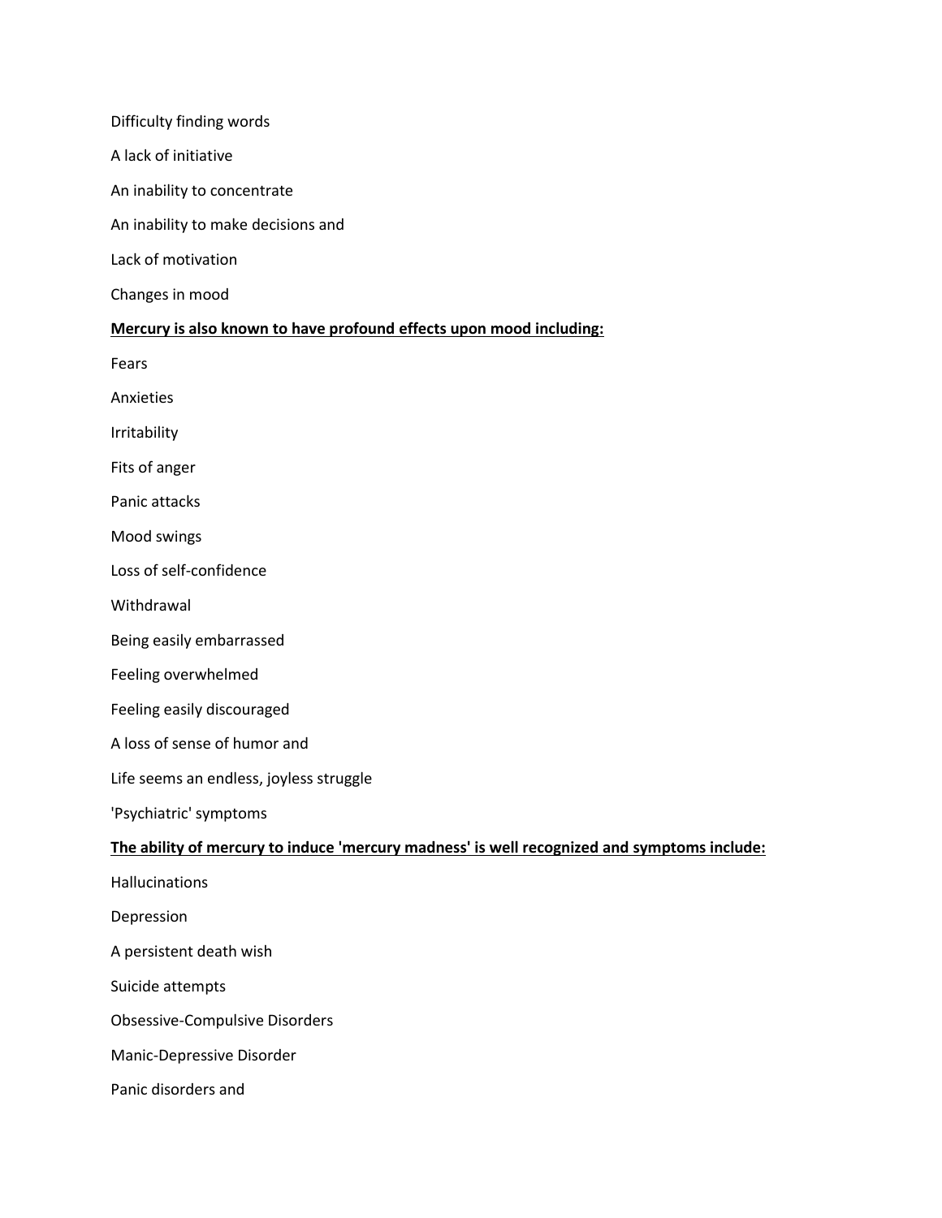Difficulty finding words

A lack of initiative

An inability to concentrate

An inability to make decisions and

Lack of motivation

Changes in mood

**<u>Mercury is also known to have profound effects upon mood including:</u>**

Fears

Anxieties

Irritability

Fits of anger

Panic attacks

Mood swings

Loss of self-confidence

Withdrawal

Being easily embarrassed

Feeling overwhelmed

Feeling easily discouraged

A loss of sense of humor and

Life seems an endless, joyless struggle

'Psychiatric' symptoms

**<u>The ability of mercury to induce 'mercury madness' is well recognized and symptoms include:</u>**

Hallucinations

Depression

A persistent death wish

Suicide attempts

Obsessive-Compulsive Disorders

Manic-Depressive Disorder

Panic disorders and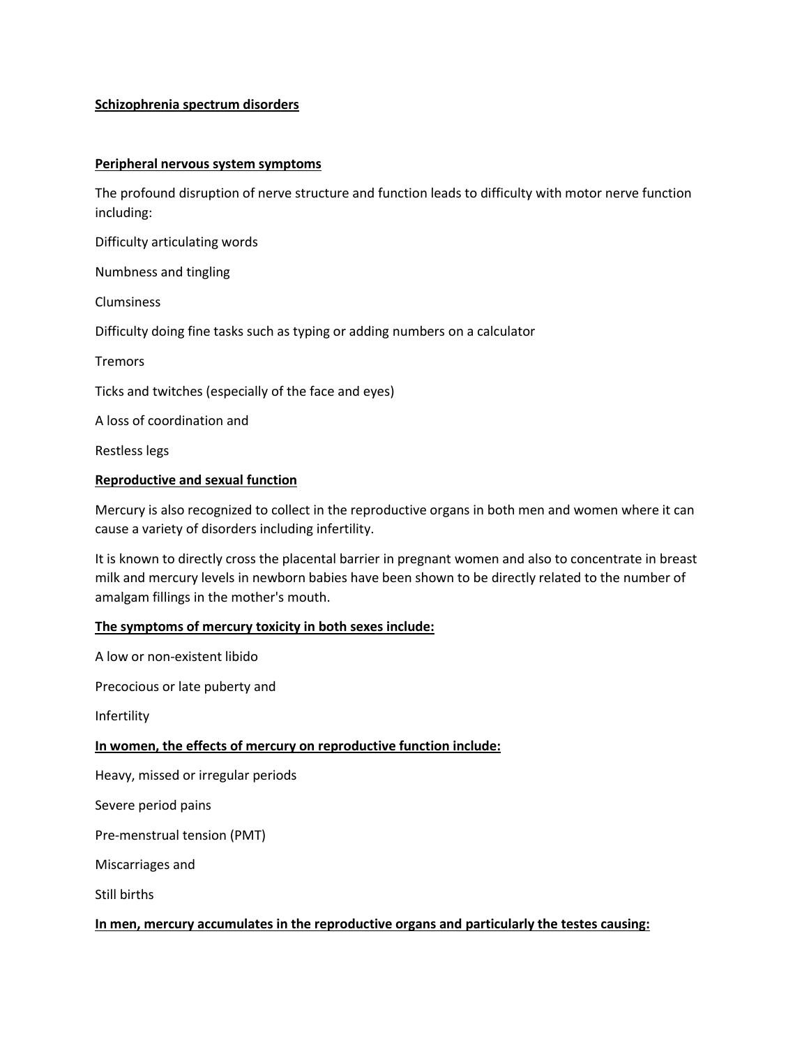**Schizophrenia spectrum disorders**

**Peripheral nervous system symptoms**

The profound disruption of nerve structure and function leads to difficulty with motor nerve function including:

Difficulty articulating words

Numbness and tingling

Clumsiness

Difficulty doing fine tasks such as typing or adding numbers on a calculator

Tremors

Ticks and twitches (especially of the face and eyes)

A loss of coordination and

Restless legs

**Reproductive and sexual function**

Mercury is also recognized to collect in the reproductive organs in both men and women where it can cause a variety of disorders including infertility.

It is known to directly cross the placental barrier in pregnant women and also to concentrate in breast milk and mercury levels in newborn babies have been shown to be directly related to the number of amalgam fillings in the mother's mouth.

**The symptoms of mercury toxicity in both sexes include:**

A low or non-existent libido

Precocious or late puberty and

Infertility

**In women, the effects of mercury on reproductive function include:**

Heavy, missed or irregular periods

Severe period pains

Pre-menstrual tension (PMT)

Miscarriages and

Still births

**In men, mercury accumulates in the reproductive organs and particularly the testes causing:**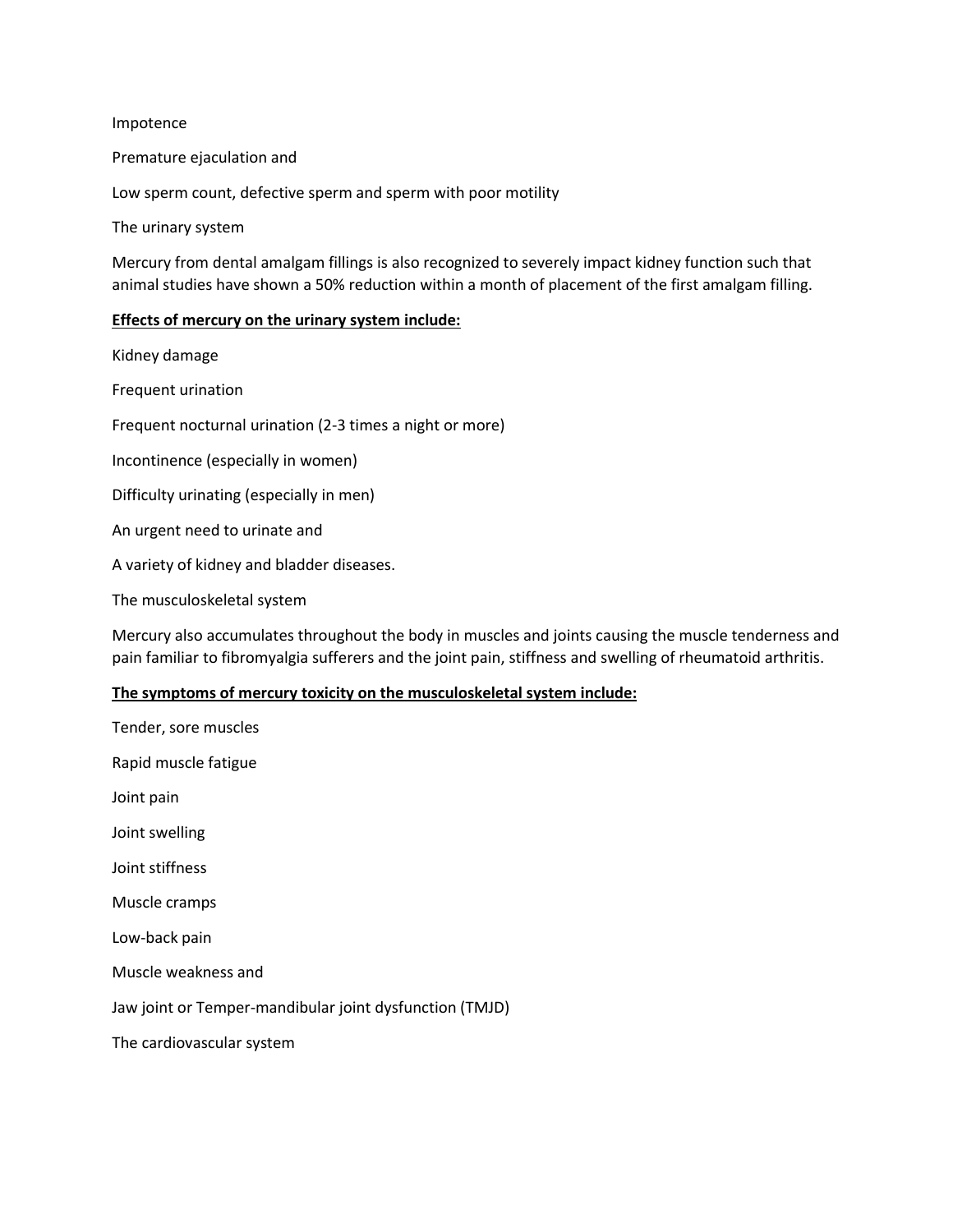Impotence

Premature ejaculation and

Low sperm count, defective sperm and sperm with poor motility

The urinary system

Mercury from dental amalgam fillings is also recognized to severely impact kidney function such that animal studies have shown a 50% reduction within a month of placement of the first amalgam filling.

**Effects of mercury on the urinary system include:**

Kidney damage

Frequent urination

Frequent nocturnal urination (2-3 times a night or more)

Incontinence (especially in women)

Difficulty urinating (especially in men)

An urgent need to urinate and

A variety of kidney and bladder diseases.

The musculoskeletal system

Mercury also accumulates throughout the body in muscles and joints causing the muscle tenderness and pain familiar to fibromyalgia sufferers and the joint pain, stiffness and swelling of rheumatoid arthritis.

**The symptoms of mercury toxicity on the musculoskeletal system include:**

Tender, sore muscles

Rapid muscle fatigue

Joint pain

Joint swelling

Joint stiffness

Muscle cramps

Low-back pain

Muscle weakness and

Jaw joint or Temper-mandibular joint dysfunction (TMJD)

The cardiovascular system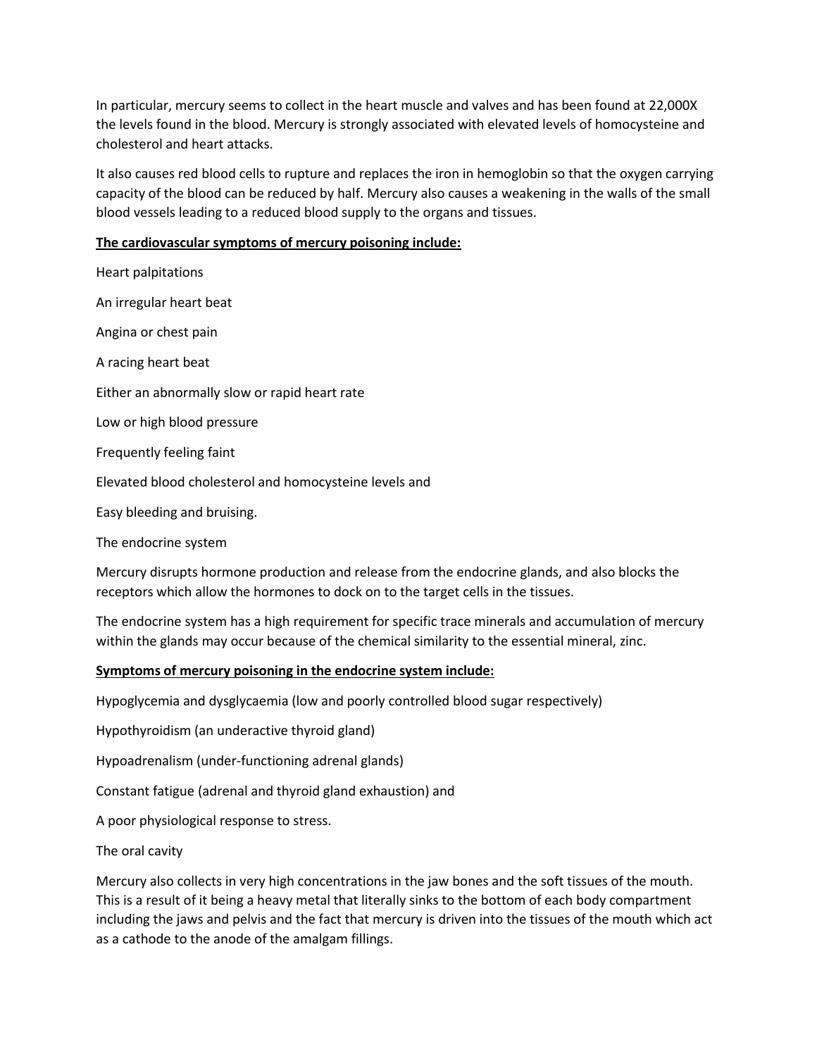In particular, mercury seems to collect in the heart muscle and valves and has been found at 22,000X the levels found in the blood. Mercury is strongly associated with elevated levels of homocysteine and cholesterol and heart attacks.

It also causes red blood cells to rupture and replaces the iron in hemoglobin so that the oxygen carrying capacity of the blood can be reduced by half. Mercury also causes a weakening in the walls of the small blood vessels leading to a reduced blood supply to the organs and tissues.

**<u>The cardiovascular symptoms of mercury poisoning include:</u>**

Heart palpitations

An irregular heart beat

Angina or chest pain

A racing heart beat

Either an abnormally slow or rapid heart rate

Low or high blood pressure

Frequently feeling faint

Elevated blood cholesterol and homocysteine levels and

Easy bleeding and bruising.

The endocrine system

Mercury disrupts hormone production and release from the endocrine glands, and also blocks the receptors which allow the hormones to dock on to the target cells in the tissues.

The endocrine system has a high requirement for specific trace minerals and accumulation of mercury within the glands may occur because of the chemical similarity to the essential mineral, zinc.

**<u>Symptoms of mercury poisoning in the endocrine system include:</u>**

Hypoglycemia and dysglycaemia (low and poorly controlled blood sugar respectively)

Hypothyroidism (an underactive thyroid gland)

Hypoadrenalism (under-functioning adrenal glands)

Constant fatigue (adrenal and thyroid gland exhaustion) and

A poor physiological response to stress.

The oral cavity

Mercury also collects in very high concentrations in the jaw bones and the soft tissues of the mouth. This is a result of it being a heavy metal that literally sinks to the bottom of each body compartment including the jaws and pelvis and the fact that mercury is driven into the tissues of the mouth which act as a cathode to the anode of the amalgam fillings.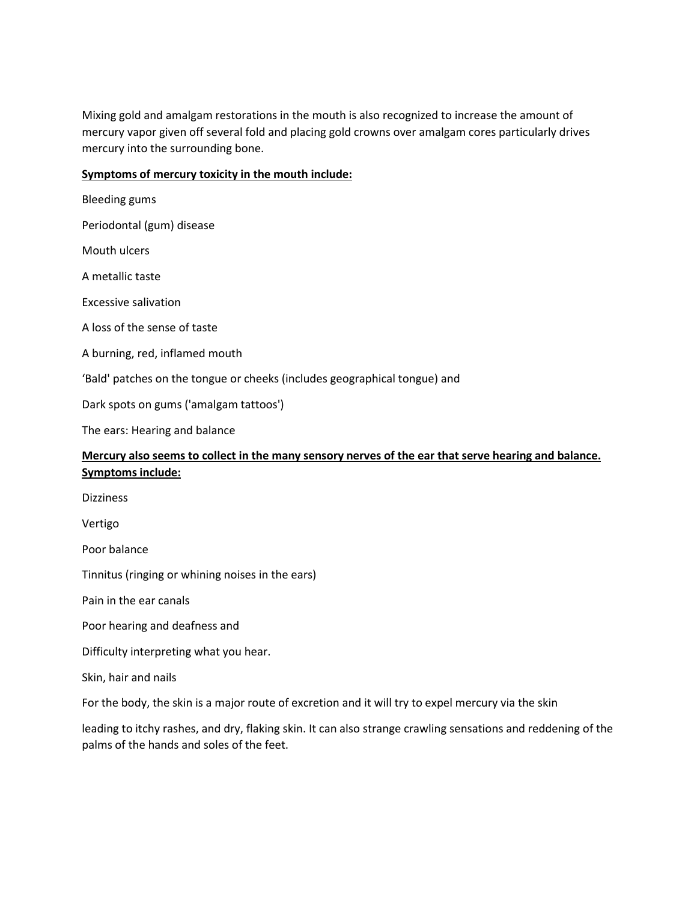Mixing gold and amalgam restorations in the mouth is also recognized to increase the amount of mercury vapor given off several fold and placing gold crowns over amalgam cores particularly drives mercury into the surrounding bone.

**<u>Symptoms of mercury toxicity in the mouth include:</u>**

Bleeding gums

Periodontal (gum) disease

Mouth ulcers

A metallic taste

Excessive salivation

A loss of the sense of taste

A burning, red, inflamed mouth

'Bald' patches on the tongue or cheeks (includes geographical tongue) and

Dark spots on gums ('amalgam tattoos')

The ears: Hearing and balance

**<u>Mercury also seems to collect in the many sensory nerves of the ear that serve hearing and balance. Symptoms include:</u>**

Dizziness

Vertigo

Poor balance

Tinnitus (ringing or whining noises in the ears)

Pain in the ear canals

Poor hearing and deafness and

Difficulty interpreting what you hear.

Skin, hair and nails

For the body, the skin is a major route of excretion and it will try to expel mercury via the skin

leading to itchy rashes, and dry, flaking skin. It can also strange crawling sensations and reddening of the palms of the hands and soles of the feet.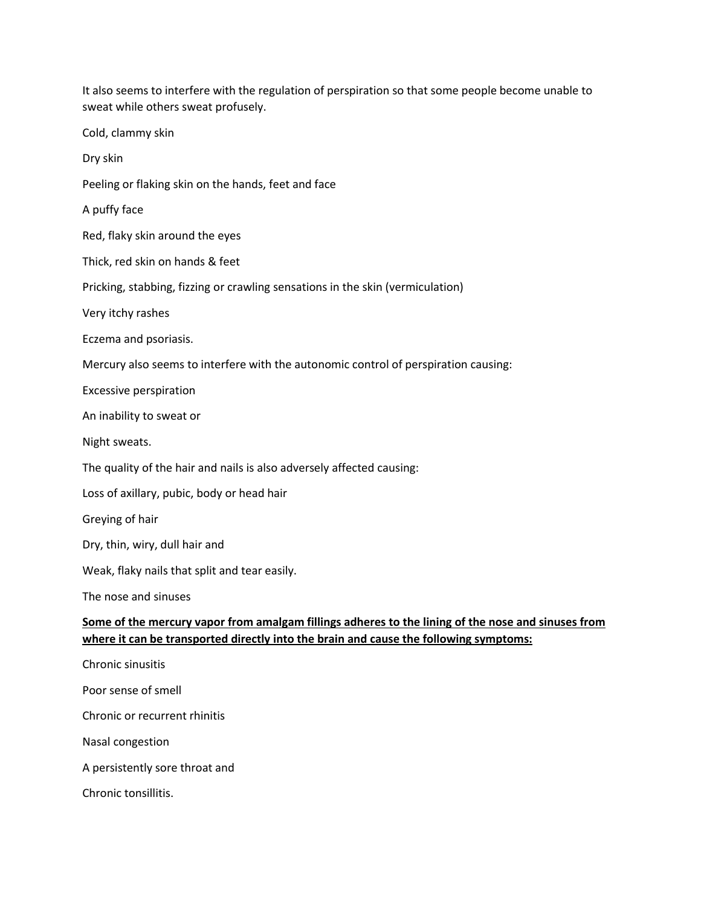It also seems to interfere with the regulation of perspiration so that some people become unable to sweat while others sweat profusely.

Cold, clammy skin

Dry skin

Peeling or flaking skin on the hands, feet and face

A puffy face

Red, flaky skin around the eyes

Thick, red skin on hands & feet

Pricking, stabbing, fizzing or crawling sensations in the skin (vermiculation)

Very itchy rashes

Eczema and psoriasis.

Mercury also seems to interfere with the autonomic control of perspiration causing:

Excessive perspiration

An inability to sweat or

Night sweats.

The quality of the hair and nails is also adversely affected causing:

Loss of axillary, pubic, body or head hair

Greying of hair

Dry, thin, wiry, dull hair and

Weak, flaky nails that split and tear easily.

The nose and sinuses

**Some of the mercury vapor from amalgam fillings adheres to the lining of the nose and sinuses from where it can be transported directly into the brain and cause the following symptoms:**

Chronic sinusitis

Poor sense of smell

Chronic or recurrent rhinitis

Nasal congestion

A persistently sore throat and

Chronic tonsillitis.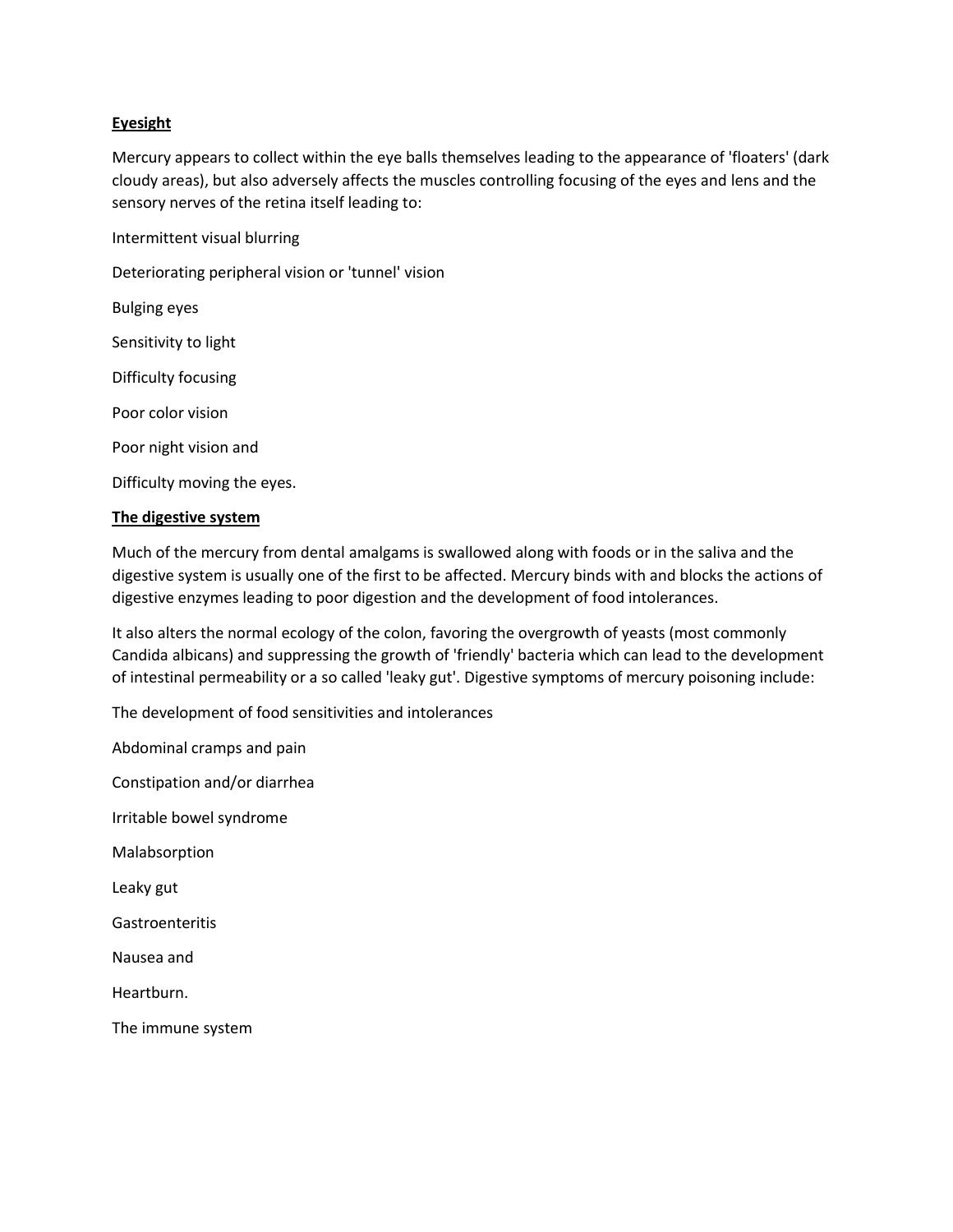**Eyesight**

Mercury appears to collect within the eye balls themselves leading to the appearance of 'floaters' (dark cloudy areas), but also adversely affects the muscles controlling focusing of the eyes and lens and the sensory nerves of the retina itself leading to:

Intermittent visual blurring

Deteriorating peripheral vision or 'tunnel' vision

Bulging eyes

Sensitivity to light

Difficulty focusing

Poor color vision

Poor night vision and

Difficulty moving the eyes.

**The digestive system**

Much of the mercury from dental amalgams is swallowed along with foods or in the saliva and the digestive system is usually one of the first to be affected. Mercury binds with and blocks the actions of digestive enzymes leading to poor digestion and the development of food intolerances.

It also alters the normal ecology of the colon, favoring the overgrowth of yeasts (most commonly Candida albicans) and suppressing the growth of 'friendly' bacteria which can lead to the development of intestinal permeability or a so called 'leaky gut'. Digestive symptoms of mercury poisoning include:

The development of food sensitivities and intolerances

Abdominal cramps and pain

Constipation and/or diarrhea

Irritable bowel syndrome

Malabsorption

Leaky gut

Gastroenteritis

Nausea and

Heartburn.

The immune system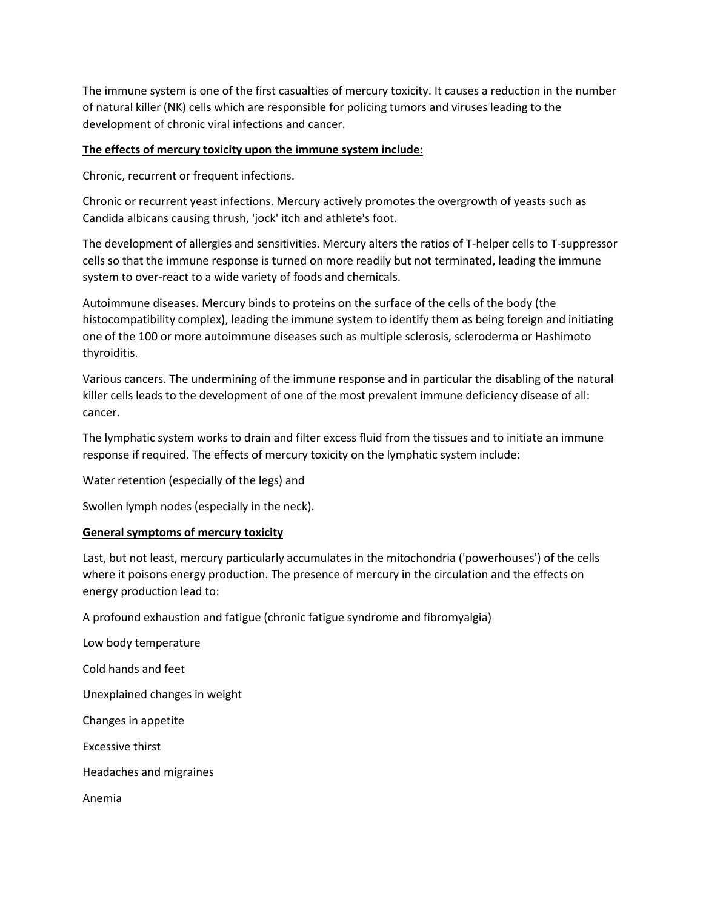The immune system is one of the first casualties of mercury toxicity. It causes a reduction in the number of natural killer (NK) cells which are responsible for policing tumors and viruses leading to the development of chronic viral infections and cancer.

**The effects of mercury toxicity upon the immune system include:**

Chronic, recurrent or frequent infections.

Chronic or recurrent yeast infections. Mercury actively promotes the overgrowth of yeasts such as Candida albicans causing thrush, 'jock' itch and athlete's foot.

The development of allergies and sensitivities. Mercury alters the ratios of T-helper cells to T-suppressor cells so that the immune response is turned on more readily but not terminated, leading the immune system to over-react to a wide variety of foods and chemicals.

Autoimmune diseases. Mercury binds to proteins on the surface of the cells of the body (the histocompatibility complex), leading the immune system to identify them as being foreign and initiating one of the 100 or more autoimmune diseases such as multiple sclerosis, scleroderma or Hashimoto thyroiditis.

Various cancers. The undermining of the immune response and in particular the disabling of the natural killer cells leads to the development of one of the most prevalent immune deficiency disease of all: cancer.

The lymphatic system works to drain and filter excess fluid from the tissues and to initiate an immune response if required. The effects of mercury toxicity on the lymphatic system include:

Water retention (especially of the legs) and

Swollen lymph nodes (especially in the neck).

**General symptoms of mercury toxicity**

Last, but not least, mercury particularly accumulates in the mitochondria ('powerhouses') of the cells where it poisons energy production. The presence of mercury in the circulation and the effects on energy production lead to:

A profound exhaustion and fatigue (chronic fatigue syndrome and fibromyalgia)

Low body temperature

Cold hands and feet

Unexplained changes in weight

Changes in appetite

Excessive thirst

Headaches and migraines

Anemia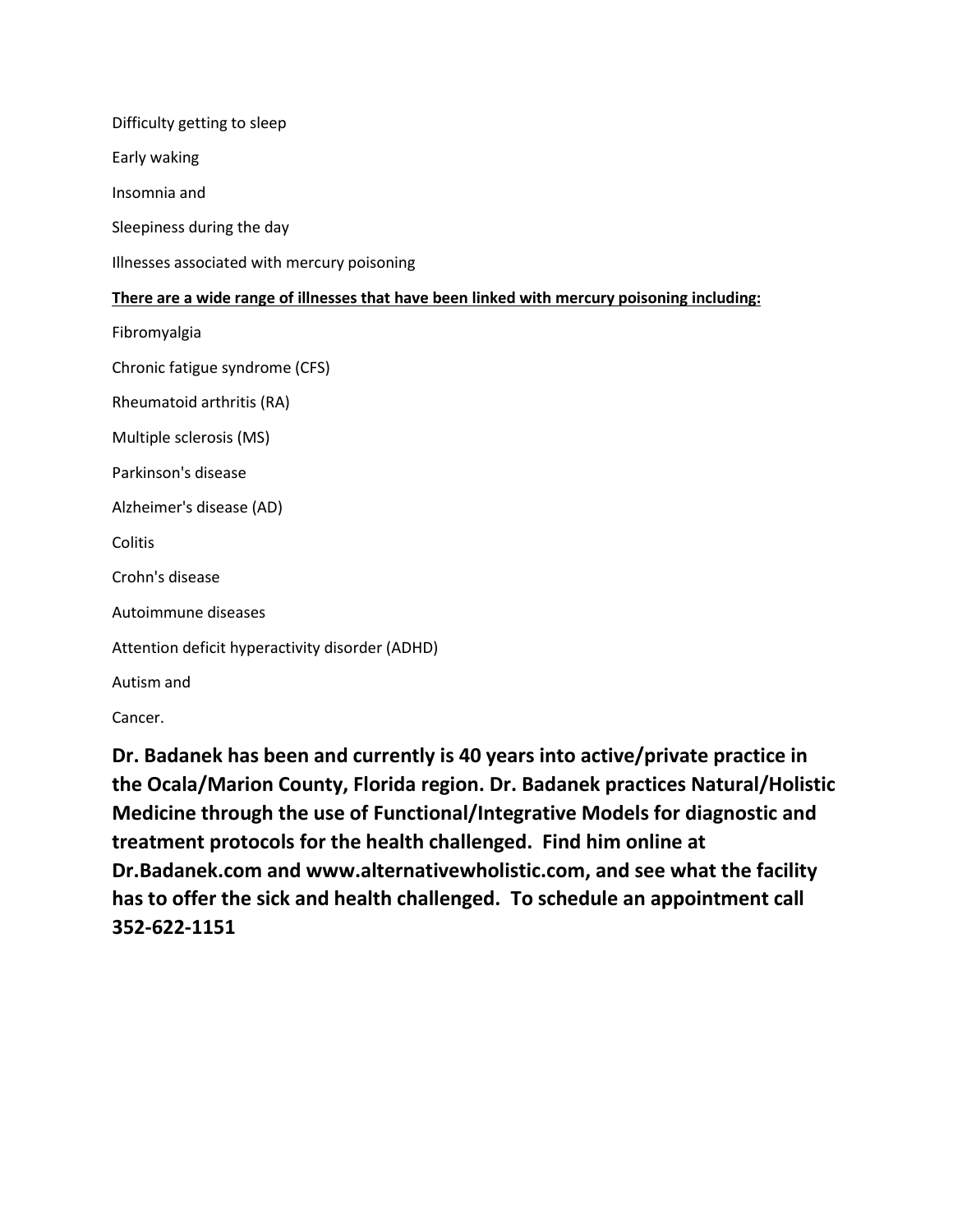Difficulty getting to sleep

Early waking

Insomnia and

Sleepiness during the day

Illnesses associated with mercury poisoning

**There are a wide range of illnesses that have been linked with mercury poisoning including:**

Fibromyalgia

Chronic fatigue syndrome (CFS)

Rheumatoid arthritis (RA)

Multiple sclerosis (MS)

Parkinson's disease

Alzheimer's disease (AD)

Colitis

Crohn's disease

Autoimmune diseases

Attention deficit hyperactivity disorder (ADHD)

Autism and

Cancer.

**Dr. Badanek has been and currently is 40 years into active/private practice in the Ocala/Marion County, Florida region. Dr. Badanek practices Natural/Holistic Medicine through the use of Functional/Integrative Models for diagnostic and treatment protocols for the health challenged. Find him online at Dr.Badanek.com and www.alternativewholistic.com, and see what the facility has to offer the sick and health challenged. To schedule an appointment call 352-622-1151**